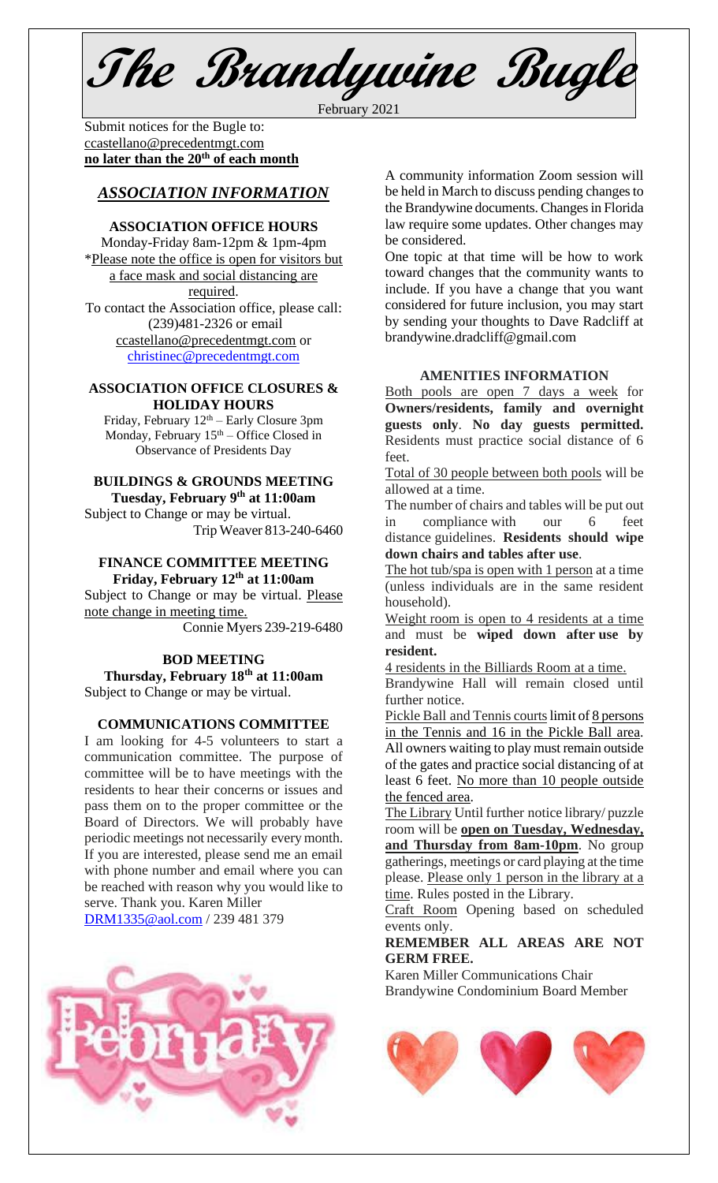# The Brandywine Bugle

February 2021

Submit notices for the Bugle to: ccastellano@precedentmgt.com
**no later than the 20th of each month**

## *ASSOCIATION INFORMATION*

### ASSOCIATION OFFICE HOURS

Monday-Friday 8am-12pm & 1pm-4pm
*Please note the office is open for visitors but a face mask and social distancing are required.
To contact the Association office, please call: (239)481-2326 or email ccastellano@precedentmgt.com or christinec@precedentmgt.com

### ASSOCIATION OFFICE CLOSURES & HOLIDAY HOURS

Friday, February 12th – Early Closure 3pm
Monday, February 15th – Office Closed in Observance of Presidents Day

### BUILDINGS & GROUNDS MEETING
**Tuesday, February 9th at 11:00am**

Subject to Change or may be virtual.
Trip Weaver 813-240-6460

### FINANCE COMMITTEE MEETING
**Friday, February 12th at 11:00am**

Subject to Change or may be virtual. Please note change in meeting time.
Connie Myers 239-219-6480

### BOD MEETING
**Thursday, February 18th at 11:00am**

Subject to Change or may be virtual.

### COMMUNICATIONS COMMITTEE

I am looking for 4-5 volunteers to start a communication committee. The purpose of committee will be to have meetings with the residents to hear their concerns or issues and pass them on to the proper committee or the Board of Directors. We will probably have periodic meetings not necessarily every month. If you are interested, please send me an email with phone number and email where you can be reached with reason why you would like to serve. Thank you. Karen Miller
DRM1335@aol.com / 239 481 379

A community information Zoom session will be held in March to discuss pending changes to the Brandywine documents. Changes in Florida law require some updates. Other changes may be considered.

One topic at that time will be how to work toward changes that the community wants to include. If you have a change that you want considered for future inclusion, you may start by sending your thoughts to Dave Radcliff at brandywine.dradcliff@gmail.com

### AMENITIES INFORMATION

Both pools are open 7 days a week for **Owners/residents, family and overnight guests only**. **No day guests permitted.** Residents must practice social distance of 6 feet.

Total of 30 people between both pools will be allowed at a time.

The number of chairs and tables will be put out in compliance with our 6 feet distance guidelines. **Residents should wipe down chairs and tables after use**.

The hot tub/spa is open with 1 person at a time (unless individuals are in the same resident household).

Weight room is open to 4 residents at a time and must be **wiped down after use by resident.**

4 residents in the Billiards Room at a time.

Brandywine Hall will remain closed until further notice.

Pickle Ball and Tennis courts limit of 8 persons in the Tennis and 16 in the Pickle Ball area. All owners waiting to play must remain outside of the gates and practice social distancing of at least 6 feet. No more than 10 people outside the fenced area.

The Library Until further notice library/ puzzle room will be **open on Tuesday, Wednesday, and Thursday from 8am-10pm**. No group gatherings, meetings or card playing at the time please. Please only 1 person in the library at a time. Rules posted in the Library.

Craft Room Opening based on scheduled events only.

**REMEMBER ALL AREAS ARE NOT GERM FREE.**

Karen Miller Communications Chair
Brandywine Condominium Board Member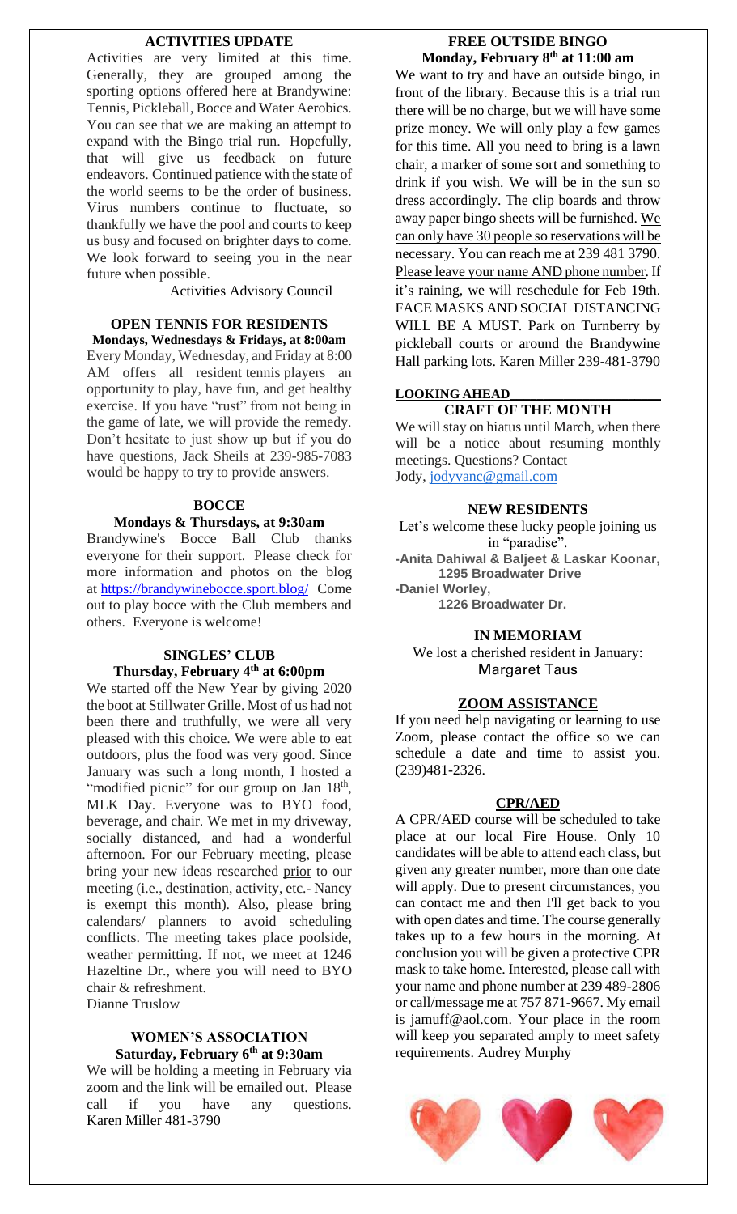## ACTIVITIES UPDATE

Activities are very limited at this time. Generally, they are grouped among the sporting options offered here at Brandywine: Tennis, Pickleball, Bocce and Water Aerobics. You can see that we are making an attempt to expand with the Bingo trial run. Hopefully, that will give us feedback on future endeavors. Continued patience with the state of the world seems to be the order of business. Virus numbers continue to fluctuate, so thankfully we have the pool and courts to keep us busy and focused on brighter days to come. We look forward to seeing you in the near future when possible.

Activities Advisory Council

## OPEN TENNIS FOR RESIDENTS

**Mondays, Wednesdays & Fridays, at 8:00am**

Every Monday, Wednesday, and Friday at 8:00 AM offers all resident tennis players an opportunity to play, have fun, and get healthy exercise. If you have "rust" from not being in the game of late, we will provide the remedy. Don't hesitate to just show up but if you do have questions, Jack Sheils at 239-985-7083 would be happy to try to provide answers.

## BOCCE

**Mondays & Thursdays, at 9:30am**

Brandywine's Bocce Ball Club thanks everyone for their support. Please check for more information and photos on the blog at https://brandywinebocce.sport.blog/ Come out to play bocce with the Club members and others. Everyone is welcome!

## SINGLES' CLUB

**Thursday, February 4th at 6:00pm**

We started off the New Year by giving 2020 the boot at Stillwater Grille. Most of us had not been there and truthfully, we were all very pleased with this choice. We were able to eat outdoors, plus the food was very good. Since January was such a long month, I hosted a "modified picnic" for our group on Jan 18th, MLK Day. Everyone was to BYO food, beverage, and chair. We met in my driveway, socially distanced, and had a wonderful afternoon. For our February meeting, please bring your new ideas researched prior to our meeting (i.e., destination, activity, etc.- Nancy is exempt this month). Also, please bring calendars/ planners to avoid scheduling conflicts. The meeting takes place poolside, weather permitting. If not, we meet at 1246 Hazeltine Dr., where you will need to BYO chair & refreshment.

Dianne Truslow

## WOMEN'S ASSOCIATION

**Saturday, February 6th at 9:30am**

We will be holding a meeting in February via zoom and the link will be emailed out. Please call if you have any questions. Karen Miller 481-3790

## FREE OUTSIDE BINGO

**Monday, February 8th at 11:00 am**

We want to try and have an outside bingo, in front of the library. Because this is a trial run there will be no charge, but we will have some prize money. We will only play a few games for this time. All you need to bring is a lawn chair, a marker of some sort and something to drink if you wish. We will be in the sun so dress accordingly. The clip boards and throw away paper bingo sheets will be furnished. We can only have 30 people so reservations will be necessary. You can reach me at 239 481 3790. Please leave your name AND phone number. If it's raining, we will reschedule for Feb 19th. FACE MASKS AND SOCIAL DISTANCING WILL BE A MUST. Park on Turnberry by pickleball courts or around the Brandywine Hall parking lots. Karen Miller 239-481-3790

## LOOKING AHEAD

### CRAFT OF THE MONTH

We will stay on hiatus until March, when there will be a notice about resuming monthly meetings. Questions? Contact Jody, jodyvanc@gmail.com

## NEW RESIDENTS

Let's welcome these lucky people joining us in "paradise".

- **Anita Dahiwal & Baljeet & Laskar Koonar, 1295 Broadwater Drive**
- **Daniel Worley, 1226 Broadwater Dr.**

## IN MEMORIAM

We lost a cherished resident in January: Margaret Taus

## ZOOM ASSISTANCE

If you need help navigating or learning to use Zoom, please contact the office so we can schedule a date and time to assist you. (239)481-2326.

## CPR/AED

A CPR/AED course will be scheduled to take place at our local Fire House. Only 10 candidates will be able to attend each class, but given any greater number, more than one date will apply. Due to present circumstances, you can contact me and then I'll get back to you with open dates and time. The course generally takes up to a few hours in the morning. At conclusion you will be given a protective CPR mask to take home. Interested, please call with your name and phone number at 239 489-2806 or call/message me at 757 871-9667. My email is jamuff@aol.com. Your place in the room will keep you separated amply to meet safety requirements. Audrey Murphy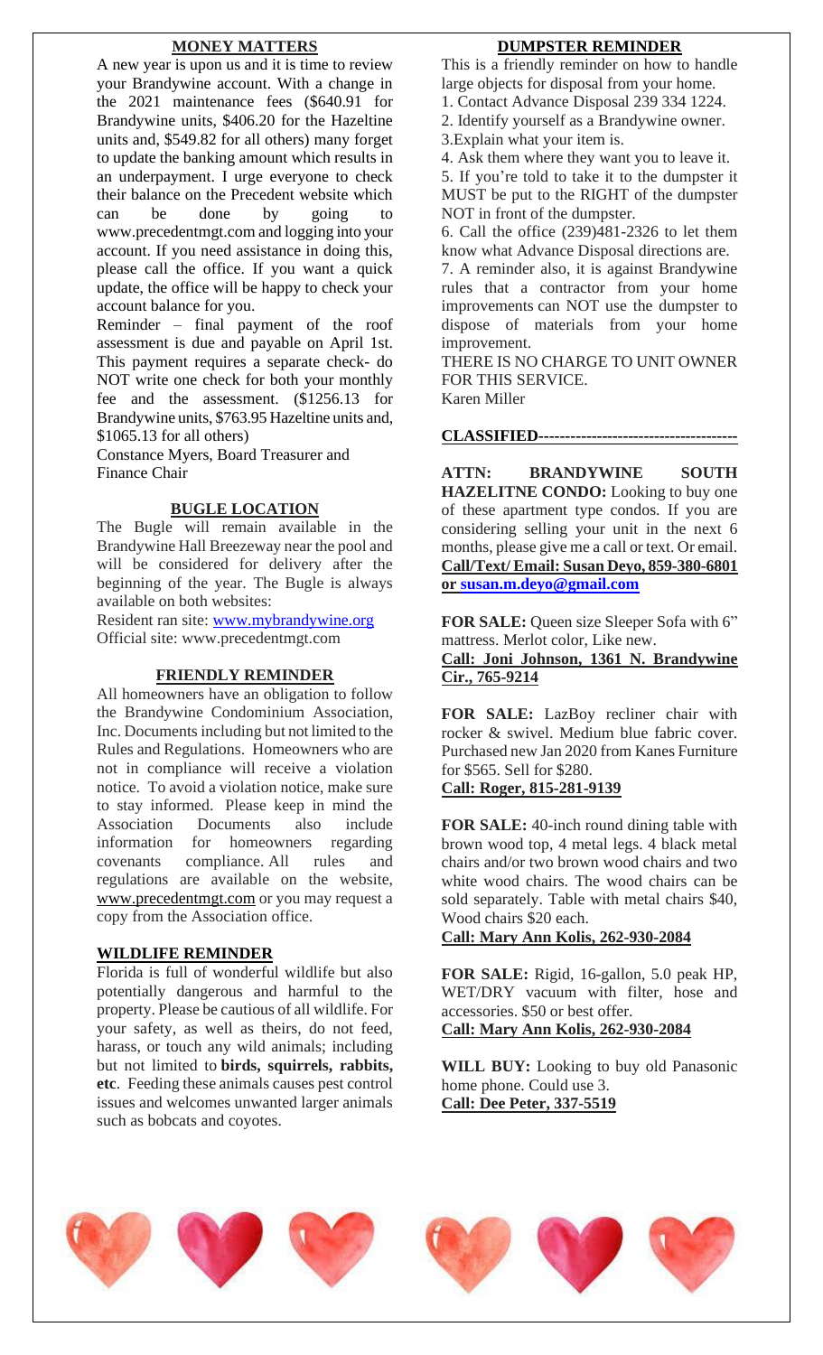## MONEY MATTERS

A new year is upon us and it is time to review your Brandywine account. With a change in the 2021 maintenance fees ($640.91 for Brandywine units, $406.20 for the Hazeltine units and, $549.82 for all others) many forget to update the banking amount which results in an underpayment. I urge everyone to check their balance on the Precedent website which can be done by going to www.precedentmgt.com and logging into your account. If you need assistance in doing this, please call the office. If you want a quick update, the office will be happy to check your account balance for you.

Reminder – final payment of the roof assessment is due and payable on April 1st. This payment requires a separate check- do NOT write one check for both your monthly fee and the assessment. ($1256.13 for Brandywine units, $763.95 Hazeltine units and, $1065.13 for all others)

Constance Myers, Board Treasurer and Finance Chair

## BUGLE LOCATION

The Bugle will remain available in the Brandywine Hall Breezeway near the pool and will be considered for delivery after the beginning of the year. The Bugle is always available on both websites:

Resident ran site: www.mybrandywine.org
Official site: www.precedentmgt.com

## FRIENDLY REMINDER

All homeowners have an obligation to follow the Brandywine Condominium Association, Inc. Documents including but not limited to the Rules and Regulations. Homeowners who are not in compliance will receive a violation notice. To avoid a violation notice, make sure to stay informed. Please keep in mind the Association Documents also include information for homeowners regarding covenants compliance. All rules and regulations are available on the website, www.precedentmgt.com or you may request a copy from the Association office.

## WILDLIFE REMINDER

Florida is full of wonderful wildlife but also potentially dangerous and harmful to the property. Please be cautious of all wildlife. For your safety, as well as theirs, do not feed, harass, or touch any wild animals; including but not limited to **birds, squirrels, rabbits, etc**. Feeding these animals causes pest control issues and welcomes unwanted larger animals such as bobcats and coyotes.

## DUMPSTER REMINDER

This is a friendly reminder on how to handle large objects for disposal from your home.

1. Contact Advance Disposal 239 334 1224.
2. Identify yourself as a Brandywine owner.
3. Explain what your item is.
4. Ask them where they want you to leave it.
5. If you're told to take it to the dumpster it MUST be put to the RIGHT of the dumpster NOT in front of the dumpster.
6. Call the office (239)481-2326 to let them know what Advance Disposal directions are.
7. A reminder also, it is against Brandywine rules that a contractor from your home improvements can NOT use the dumpster to dispose of materials from your home improvement.

THERE IS NO CHARGE TO UNIT OWNER FOR THIS SERVICE.

Karen Miller

## CLASSIFIED-------------------------------------

**ATTN: BRANDYWINE SOUTH HAZELITNE CONDO:** Looking to buy one of these apartment type condos. If you are considering selling your unit in the next 6 months, please give me a call or text. Or email.
**Call/Text/ Email: Susan Deyo, 859-380-6801 or susan.m.deyo@gmail.com**

**FOR SALE:** Queen size Sleeper Sofa with 6" mattress. Merlot color, Like new.
**Call: Joni Johnson, 1361 N. Brandywine Cir., 765-9214**

**FOR SALE:** LazBoy recliner chair with rocker & swivel. Medium blue fabric cover. Purchased new Jan 2020 from Kanes Furniture for $565. Sell for $280.
**Call: Roger, 815-281-9139**

**FOR SALE:** 40-inch round dining table with brown wood top, 4 metal legs. 4 black metal chairs and/or two brown wood chairs and two white wood chairs. The wood chairs can be sold separately. Table with metal chairs $40, Wood chairs $20 each.
**Call: Mary Ann Kolis, 262-930-2084**

**FOR SALE:** Rigid, 16-gallon, 5.0 peak HP, WET/DRY vacuum with filter, hose and accessories. $50 or best offer.
**Call: Mary Ann Kolis, 262-930-2084**

**WILL BUY:** Looking to buy old Panasonic home phone. Could use 3.
**Call: Dee Peter, 337-5519**